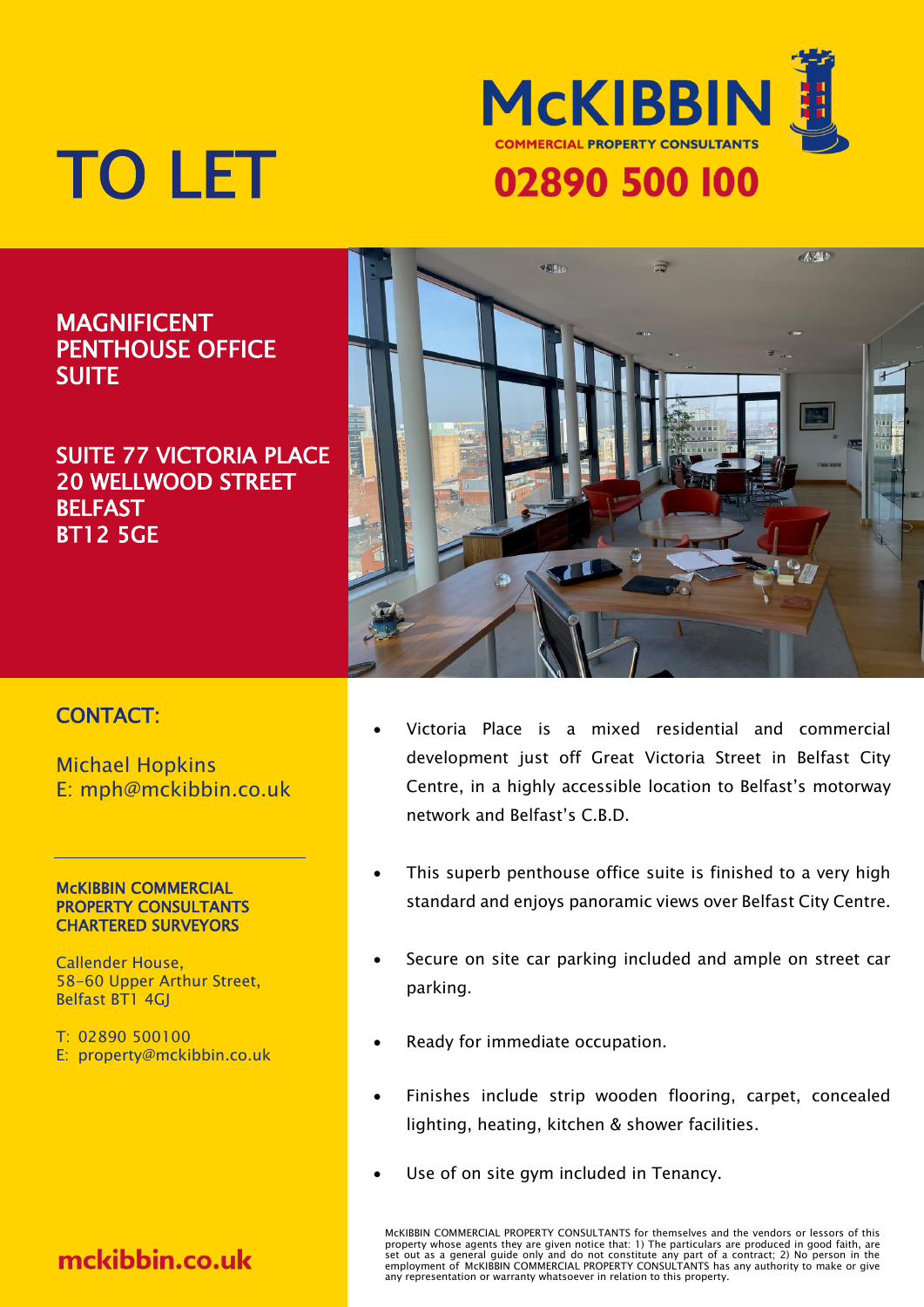# TO LET

McKIBBIN
COMMERCIAL PROPERTY CONSULTANTS
02890 500 100

## MAGNIFICENT PENTHOUSE OFFICE SUITE

## SUITE 77 VICTORIA PLACE
## 20 WELLWOOD STREET
## BELFAST
## BT12 5GE

- Victoria Place is a mixed residential and commercial development just off Great Victoria Street in Belfast City Centre, in a highly accessible location to Belfast's motorway network and Belfast's C.B.D.
- This superb penthouse office suite is finished to a very high standard and enjoys panoramic views over Belfast City Centre.
- Secure on site car parking included and ample on street car parking.
- Ready for immediate occupation.
- Finishes include strip wooden flooring, carpet, concealed lighting, heating, kitchen & shower facilities.
- Use of on site gym included in Tenancy.

### CONTACT:

Michael Hopkins
E: mph@mckibbin.co.uk

**McKIBBIN COMMERCIAL PROPERTY CONSULTANTS CHARTERED SURVEYORS**

Callender House,
58-60 Upper Arthur Street,
Belfast BT1 4GJ

T: 02890 500100
E: property@mckibbin.co.uk

mckibbin.co.uk

McKIBBIN COMMERCIAL PROPERTY CONSULTANTS for themselves and the vendors or lessors of this property whose agents they are given notice that: 1) The particulars are produced in good faith, are set out as a general guide only and do not constitute any part of a contract; 2) No person in the employment of McKIBBIN COMMERCIAL PROPERTY CONSULTANTS has any authority to make or give any representation or warranty whatsoever in relation to this property.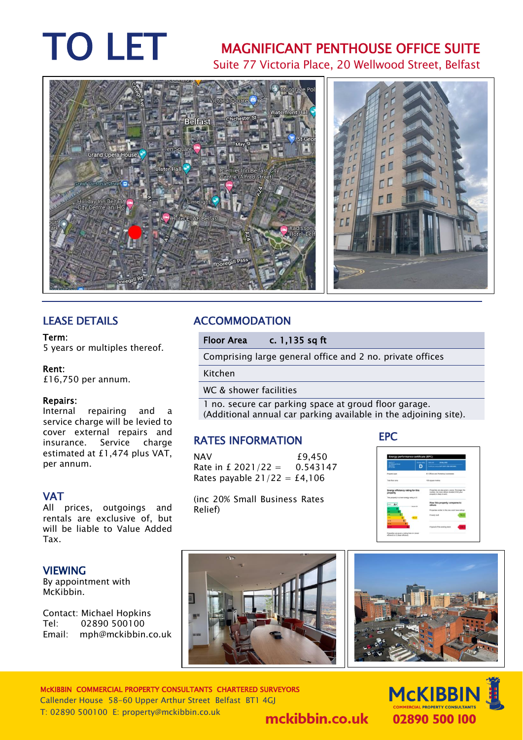# TO LET

## MAGNIFICANT PENTHOUSE OFFICE SUITE

Suite 77 Victoria Place, 20 Wellwood Street, Belfast

## LEASE DETAILS

**Term:**
5 years or multiples thereof.

**Rent:**
£16,750 per annum.

**Repairs:**
Internal repairing and a service charge will be levied to cover external repairs and insurance. Service charge estimated at £1,474 plus VAT, per annum.

## VAT

All prices, outgoings and rentals are exclusive of, but will be liable to Value Added Tax.

## VIEWING

By appointment with McKibbin.

Contact: Michael Hopkins
Tel: 02890 500100
Email: mph@mckibbin.co.uk

## ACCOMMODATION

| | |
|---|---|
| **Floor Area** | **c. 1,135 sq ft** |
| Comprising large general office and 2 no. private offices | |
| Kitchen | |
| WC & shower facilities | |
| 1 no. secure car parking space at groud floor garage. (Additional annual car parking available in the adjoining site). | |

## RATES INFORMATION

NAV £9,450
Rate in £ 2021/22 = 0.543147
Rates payable 21/22 = £4,106

(inc 20% Small Business Rates Relief)

## EPC

McKIBBIN COMMERCIAL PROPERTY CONSULTANTS CHARTERED SURVEYORS
Callender House 58-60 Upper Arthur Street Belfast BT1 4GJ
T: 02890 500100 E: property@mckibbin.co.uk

mckibbin.co.uk 02890 500 100